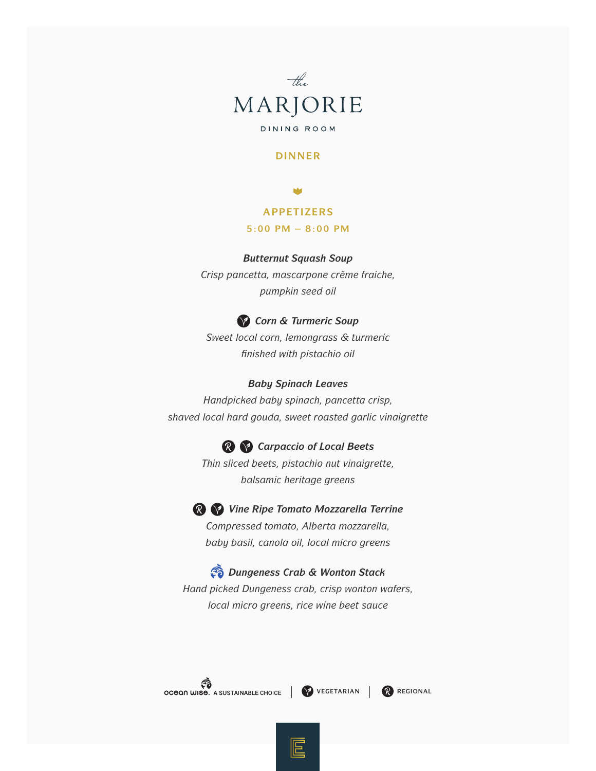*the*

# MARJORIE

DINING ROOM

## DINNER

### APPETIZERS

**5:00 PM – 8:00 PM**

***Butternut Squash Soup***
*Crisp pancetta, mascarpone crème fraiche, pumpkin seed oil*

***Corn & Turmeric Soup*** (Vegetarian)
*Sweet local corn, lemongrass & turmeric finished with pistachio oil*

***Baby Spinach Leaves***
*Handpicked baby spinach, pancetta crisp, shaved local hard gouda, sweet roasted garlic vinaigrette*

***Carpaccio of Local Beets*** (Regional) (Vegetarian)
*Thin sliced beets, pistachio nut vinaigrette, balsamic heritage greens*

***Vine Ripe Tomato Mozzarella Terrine*** (Regional) (Vegetarian)
*Compressed tomato, Alberta mozzarella, baby basil, canola oil, local micro greens*

***Dungeness Crab & Wonton Stack*** (Ocean Wise)
*Hand picked Dungeness crab, crisp wonton wafers, local micro greens, rice wine beet sauce*

ocean wise. A SUSTAINABLE CHOICE | VEGETARIAN | REGIONAL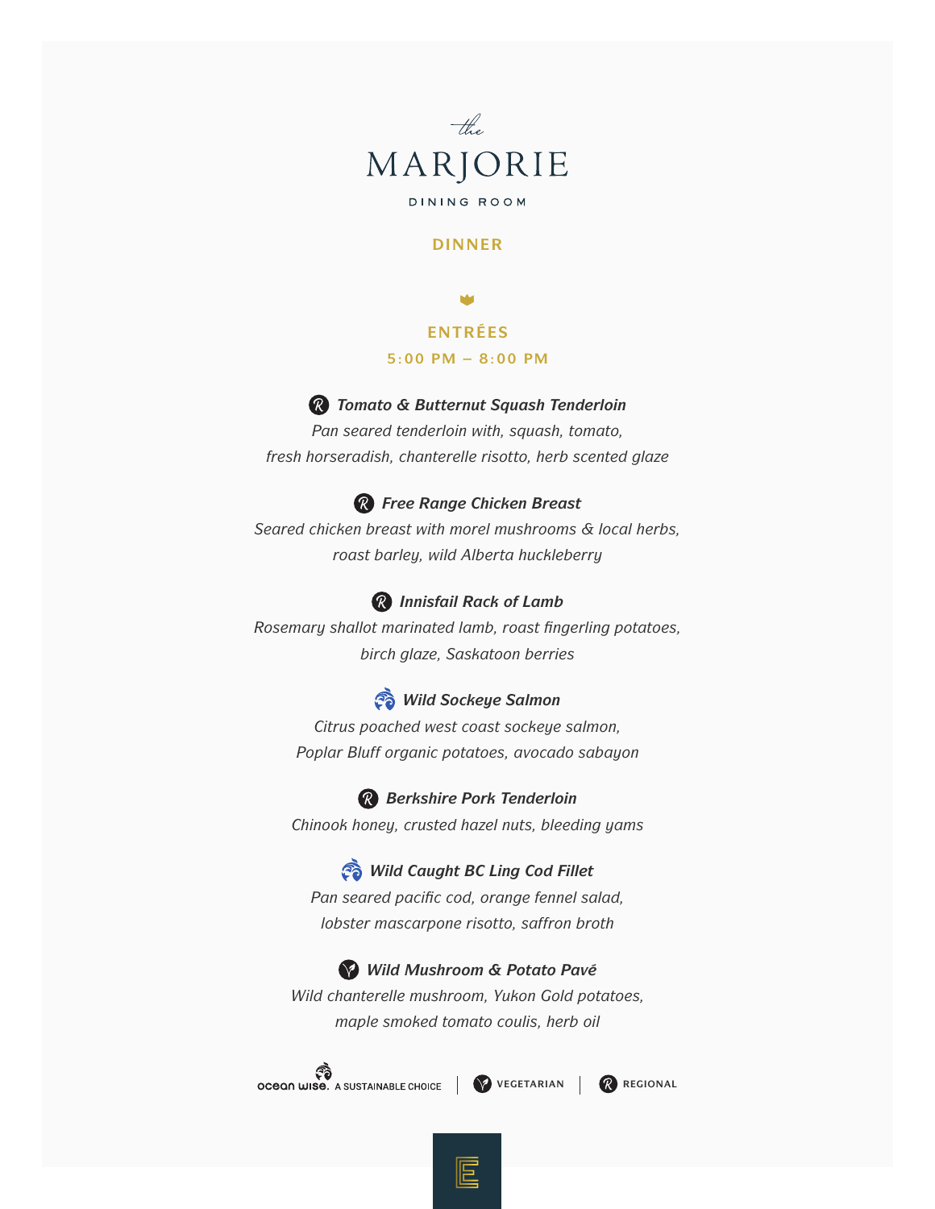*the*

# MARJORIE

DINING ROOM

## DINNER

### ENTRÉES

5:00 PM – 8:00 PM

**Ⓡ *Tomato & Butternut Squash Tenderloin***
*Pan seared tenderloin with, squash, tomato, fresh horseradish, chanterelle risotto, herb scented glaze*

**Ⓡ *Free Range Chicken Breast***
*Seared chicken breast with morel mushrooms & local herbs, roast barley, wild Alberta huckleberry*

**Ⓡ *Innisfail Rack of Lamb***
*Rosemary shallot marinated lamb, roast fingerling potatoes, birch glaze, Saskatoon berries*

***Wild Sockeye Salmon***
*Citrus poached west coast sockeye salmon, Poplar Bluff organic potatoes, avocado sabayon*

**Ⓡ *Berkshire Pork Tenderloin***
*Chinook honey, crusted hazel nuts, bleeding yams*

***Wild Caught BC Ling Cod Fillet***
*Pan seared pacific cod, orange fennel salad, lobster mascarpone risotto, saffron broth*

***Wild Mushroom & Potato Pavé***
*Wild chanterelle mushroom, Yukon Gold potatoes, maple smoked tomato coulis, herb oil*

ocean wise. A SUSTAINABLE CHOICE | VEGETARIAN | Ⓡ REGIONAL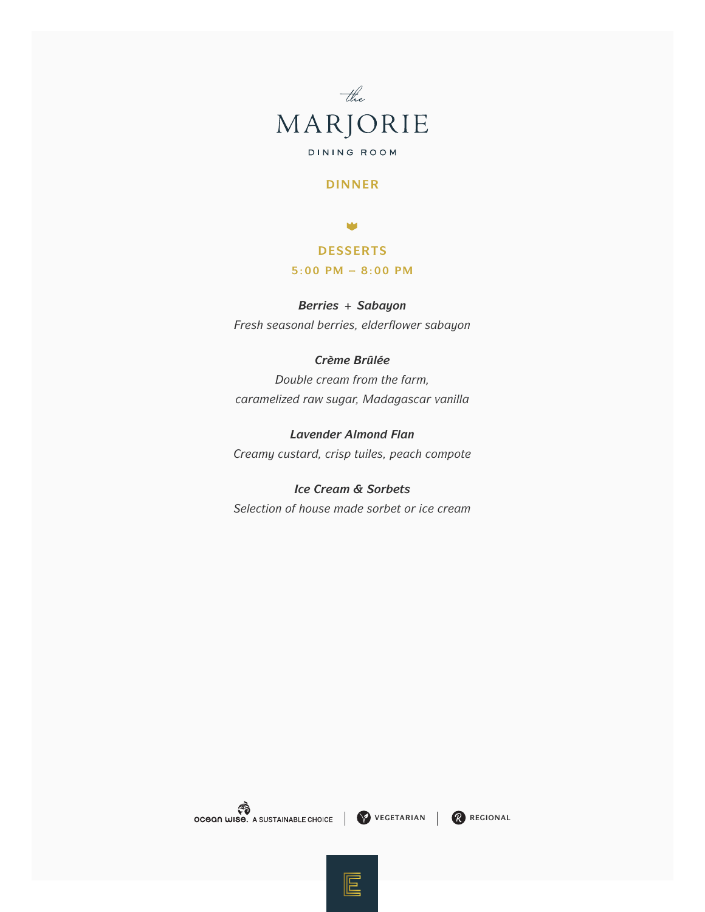*the*

# MARJORIE

DINING ROOM

## DINNER

## DESSERTS

5:00 PM – 8:00 PM

***Berries + Sabayon***
*Fresh seasonal berries, elderflower sabayon*

***Crème Brûlée***
*Double cream from the farm,*
*caramelized raw sugar, Madagascar vanilla*

***Lavender Almond Flan***
*Creamy custard, crisp tuiles, peach compote*

***Ice Cream & Sorbets***
*Selection of house made sorbet or ice cream*

ocean wise. A SUSTAINABLE CHOICE | VEGETARIAN | REGIONAL